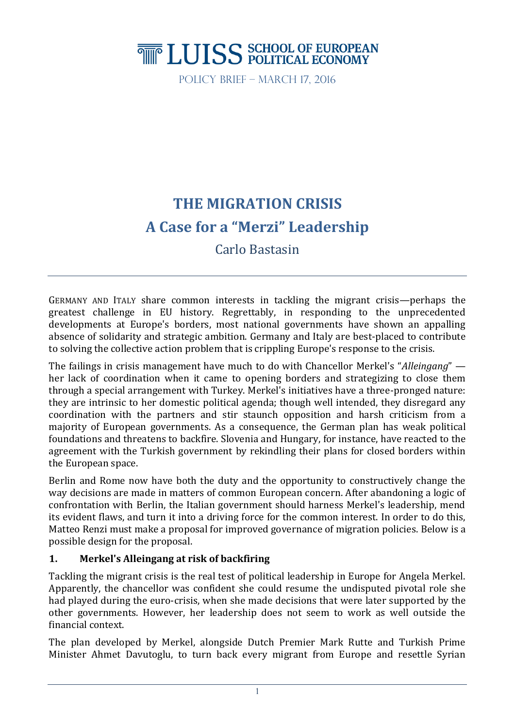LUISS SCHOOL OF EUROPEAN POLITICAL ECONOMY

POLICY BRIEF – MARCH 17, 2016

# THE MIGRATION CRISIS
# A Case for a "Merzi" Leadership

## Carlo Bastasin

GERMANY AND ITALY share common interests in tackling the migrant crisis—perhaps the greatest challenge in EU history. Regrettably, in responding to the unprecedented developments at Europe's borders, most national governments have shown an appalling absence of solidarity and strategic ambition. Germany and Italy are best-placed to contribute to solving the collective action problem that is crippling Europe's response to the crisis.

The failings in crisis management have much to do with Chancellor Merkel's "*Alleingang*" — her lack of coordination when it came to opening borders and strategizing to close them through a special arrangement with Turkey. Merkel's initiatives have a three-pronged nature: they are intrinsic to her domestic political agenda; though well intended, they disregard any coordination with the partners and stir staunch opposition and harsh criticism from a majority of European governments. As a consequence, the German plan has weak political foundations and threatens to backfire. Slovenia and Hungary, for instance, have reacted to the agreement with the Turkish government by rekindling their plans for closed borders within the European space.

Berlin and Rome now have both the duty and the opportunity to constructively change the way decisions are made in matters of common European concern. After abandoning a logic of confrontation with Berlin, the Italian government should harness Merkel's leadership, mend its evident flaws, and turn it into a driving force for the common interest. In order to do this, Matteo Renzi must make a proposal for improved governance of migration policies. Below is a possible design for the proposal.

### 1. Merkel's Alleingang at risk of backfiring

Tackling the migrant crisis is the real test of political leadership in Europe for Angela Merkel. Apparently, the chancellor was confident she could resume the undisputed pivotal role she had played during the euro-crisis, when she made decisions that were later supported by the other governments. However, her leadership does not seem to work as well outside the financial context.

The plan developed by Merkel, alongside Dutch Premier Mark Rutte and Turkish Prime Minister Ahmet Davutoglu, to turn back every migrant from Europe and resettle Syrian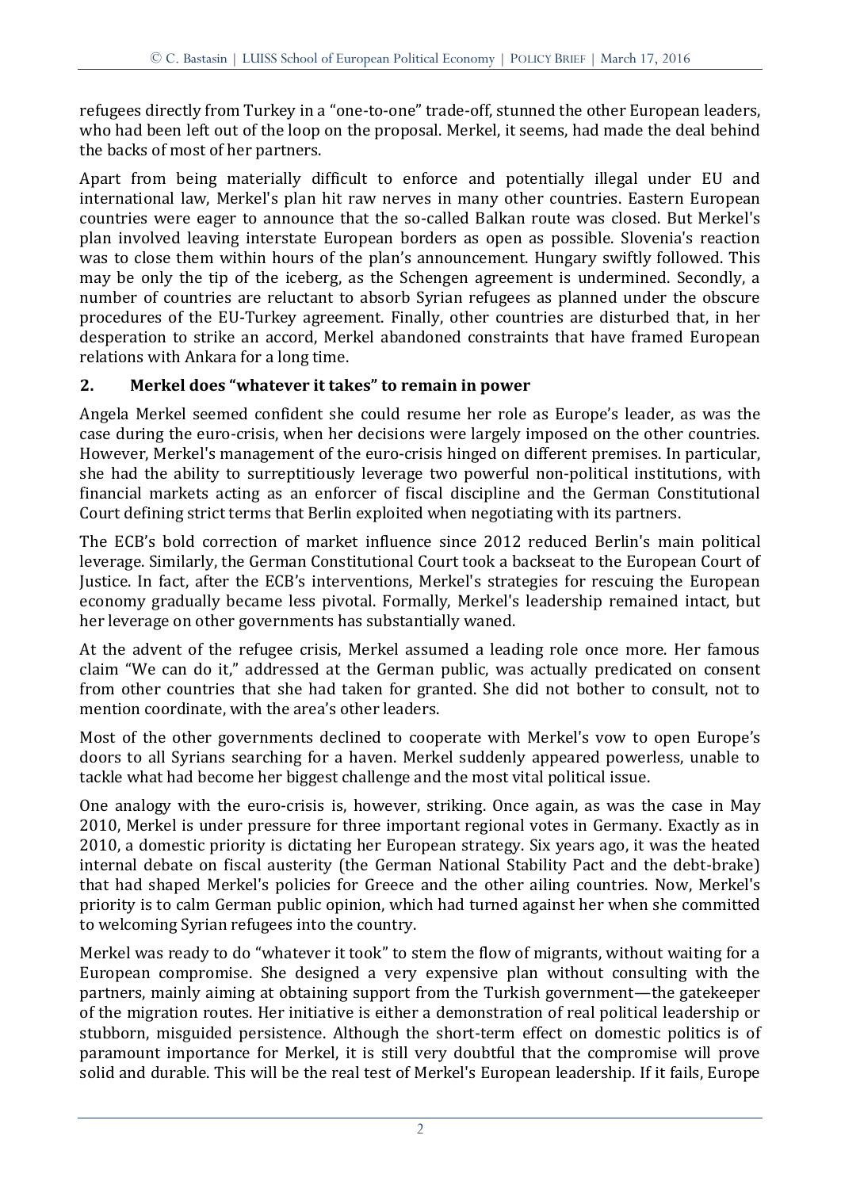refugees directly from Turkey in a "one-to-one" trade-off, stunned the other European leaders, who had been left out of the loop on the proposal. Merkel, it seems, had made the deal behind the backs of most of her partners.

Apart from being materially difficult to enforce and potentially illegal under EU and international law, Merkel's plan hit raw nerves in many other countries. Eastern European countries were eager to announce that the so-called Balkan route was closed. But Merkel's plan involved leaving interstate European borders as open as possible. Slovenia's reaction was to close them within hours of the plan's announcement. Hungary swiftly followed. This may be only the tip of the iceberg, as the Schengen agreement is undermined. Secondly, a number of countries are reluctant to absorb Syrian refugees as planned under the obscure procedures of the EU-Turkey agreement. Finally, other countries are disturbed that, in her desperation to strike an accord, Merkel abandoned constraints that have framed European relations with Ankara for a long time.

## 2. Merkel does "whatever it takes" to remain in power

Angela Merkel seemed confident she could resume her role as Europe's leader, as was the case during the euro-crisis, when her decisions were largely imposed on the other countries. However, Merkel's management of the euro-crisis hinged on different premises. In particular, she had the ability to surreptitiously leverage two powerful non-political institutions, with financial markets acting as an enforcer of fiscal discipline and the German Constitutional Court defining strict terms that Berlin exploited when negotiating with its partners.

The ECB's bold correction of market influence since 2012 reduced Berlin's main political leverage. Similarly, the German Constitutional Court took a backseat to the European Court of Justice. In fact, after the ECB's interventions, Merkel's strategies for rescuing the European economy gradually became less pivotal. Formally, Merkel's leadership remained intact, but her leverage on other governments has substantially waned.

At the advent of the refugee crisis, Merkel assumed a leading role once more. Her famous claim "We can do it," addressed at the German public, was actually predicated on consent from other countries that she had taken for granted. She did not bother to consult, not to mention coordinate, with the area's other leaders.

Most of the other governments declined to cooperate with Merkel's vow to open Europe's doors to all Syrians searching for a haven. Merkel suddenly appeared powerless, unable to tackle what had become her biggest challenge and the most vital political issue.

One analogy with the euro-crisis is, however, striking. Once again, as was the case in May 2010, Merkel is under pressure for three important regional votes in Germany. Exactly as in 2010, a domestic priority is dictating her European strategy. Six years ago, it was the heated internal debate on fiscal austerity (the German National Stability Pact and the debt-brake) that had shaped Merkel's policies for Greece and the other ailing countries. Now, Merkel's priority is to calm German public opinion, which had turned against her when she committed to welcoming Syrian refugees into the country.

Merkel was ready to do "whatever it took" to stem the flow of migrants, without waiting for a European compromise. She designed a very expensive plan without consulting with the partners, mainly aiming at obtaining support from the Turkish government—the gatekeeper of the migration routes. Her initiative is either a demonstration of real political leadership or stubborn, misguided persistence. Although the short-term effect on domestic politics is of paramount importance for Merkel, it is still very doubtful that the compromise will prove solid and durable. This will be the real test of Merkel's European leadership. If it fails, Europe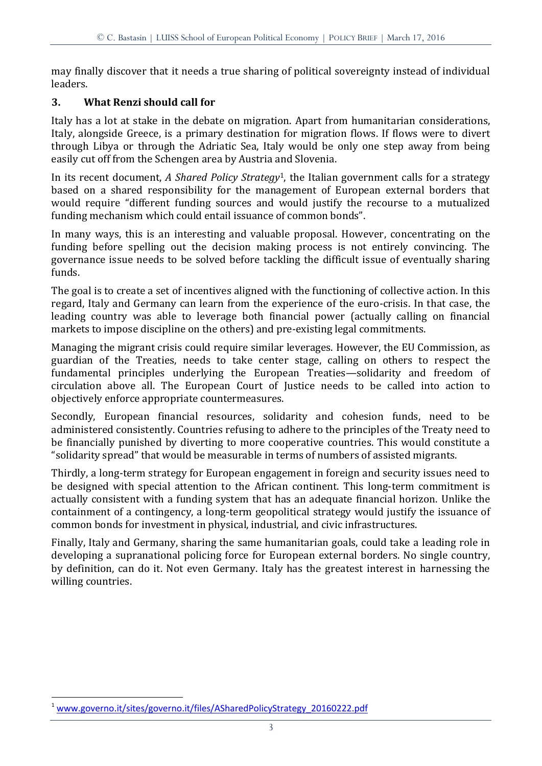may finally discover that it needs a true sharing of political sovereignty instead of individual leaders.

## 3. What Renzi should call for

Italy has a lot at stake in the debate on migration. Apart from humanitarian considerations, Italy, alongside Greece, is a primary destination for migration flows. If flows were to divert through Libya or through the Adriatic Sea, Italy would be only one step away from being easily cut off from the Schengen area by Austria and Slovenia.

In its recent document, *A Shared Policy Strategy*[1], the Italian government calls for a strategy based on a shared responsibility for the management of European external borders that would require "different funding sources and would justify the recourse to a mutualized funding mechanism which could entail issuance of common bonds".

In many ways, this is an interesting and valuable proposal. However, concentrating on the funding before spelling out the decision making process is not entirely convincing. The governance issue needs to be solved before tackling the difficult issue of eventually sharing funds.

The goal is to create a set of incentives aligned with the functioning of collective action. In this regard, Italy and Germany can learn from the experience of the euro-crisis. In that case, the leading country was able to leverage both financial power (actually calling on financial markets to impose discipline on the others) and pre-existing legal commitments.

Managing the migrant crisis could require similar leverages. However, the EU Commission, as guardian of the Treaties, needs to take center stage, calling on others to respect the fundamental principles underlying the European Treaties—solidarity and freedom of circulation above all. The European Court of Justice needs to be called into action to objectively enforce appropriate countermeasures.

Secondly, European financial resources, solidarity and cohesion funds, need to be administered consistently. Countries refusing to adhere to the principles of the Treaty need to be financially punished by diverting to more cooperative countries. This would constitute a "solidarity spread" that would be measurable in terms of numbers of assisted migrants.

Thirdly, a long-term strategy for European engagement in foreign and security issues need to be designed with special attention to the African continent. This long-term commitment is actually consistent with a funding system that has an adequate financial horizon. Unlike the containment of a contingency, a long-term geopolitical strategy would justify the issuance of common bonds for investment in physical, industrial, and civic infrastructures.

Finally, Italy and Germany, sharing the same humanitarian goals, could take a leading role in developing a supranational policing force for European external borders. No single country, by definition, can do it. Not even Germany. Italy has the greatest interest in harnessing the willing countries.

---

[1] www.governo.it/sites/governo.it/files/ASharedPolicyStrategy_20160222.pdf